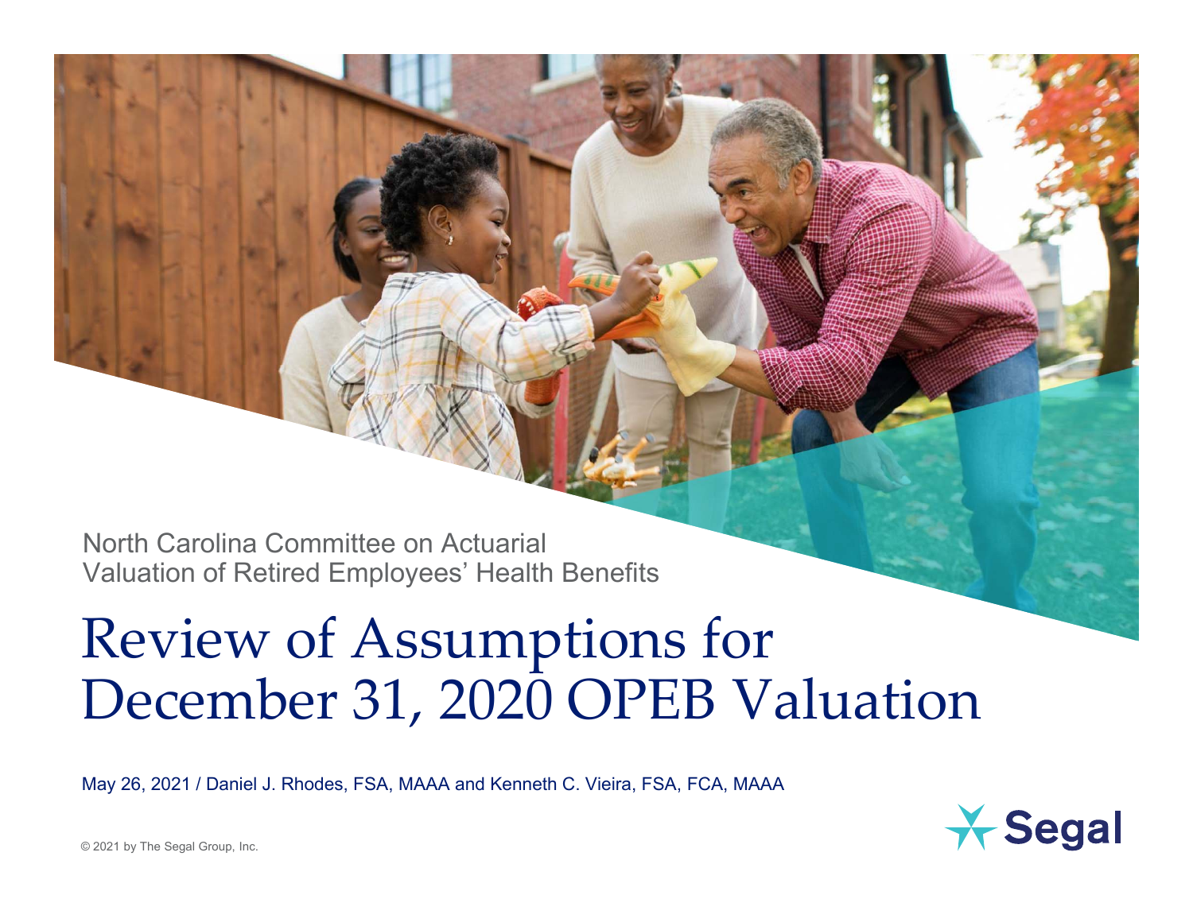North Carolina Committee on Actuarial Valuation of Retired Employees' Health Benefits

# Review of Assumptions for December 31, 2020 OPEB Valuation

May 26, 2021 / Daniel J. Rhodes, FSA, MAAA and Kenneth C. Vieira, FSA, FCA, MAAA

© 2021 by The Segal Group, Inc.

Segal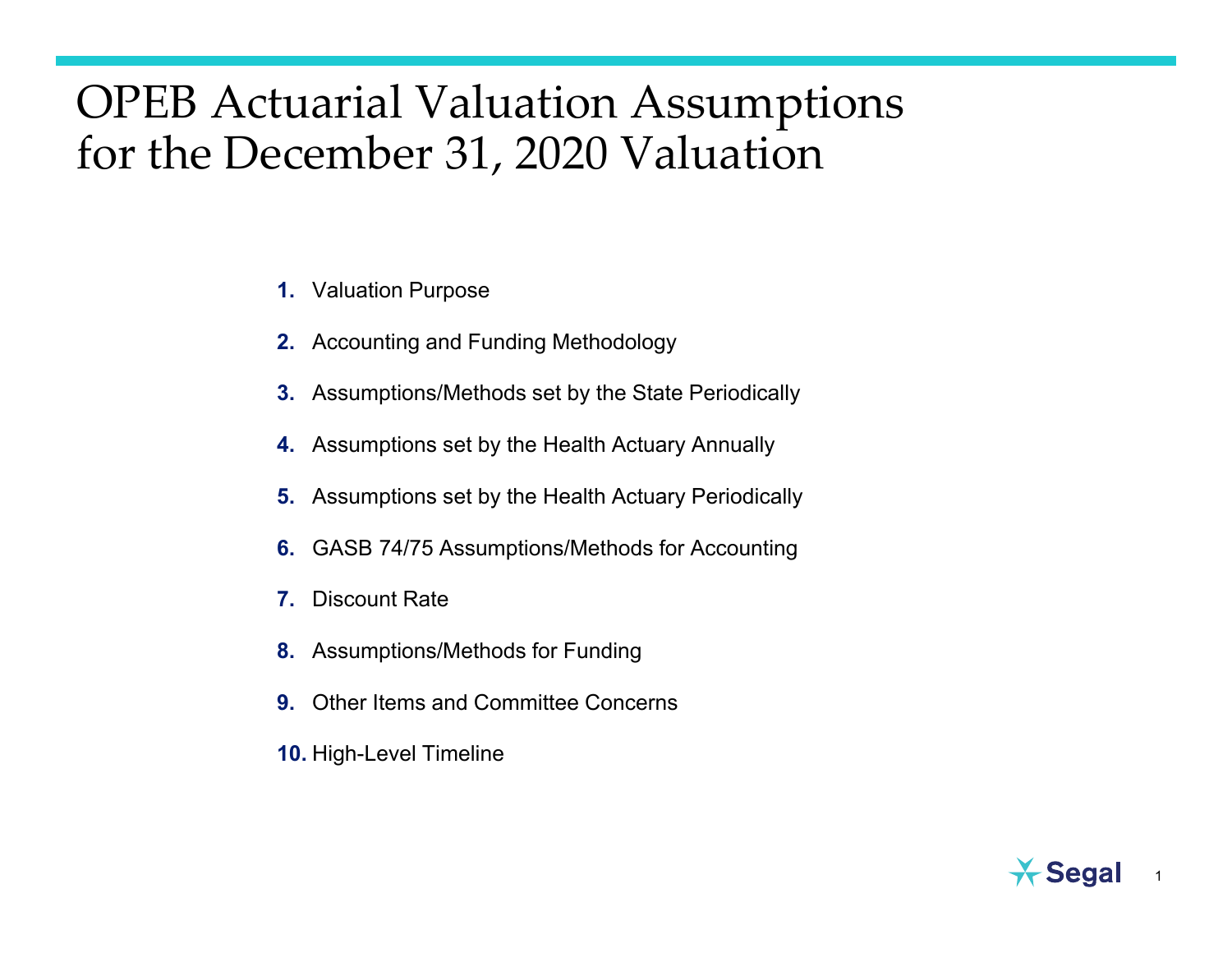# OPEB Actuarial Valuation Assumptions for the December 31, 2020 Valuation

1. Valuation Purpose
2. Accounting and Funding Methodology
3. Assumptions/Methods set by the State Periodically
4. Assumptions set by the Health Actuary Annually
5. Assumptions set by the Health Actuary Periodically
6. GASB 74/75 Assumptions/Methods for Accounting
7. Discount Rate
8. Assumptions/Methods for Funding
9. Other Items and Committee Concerns
10. High-Level Timeline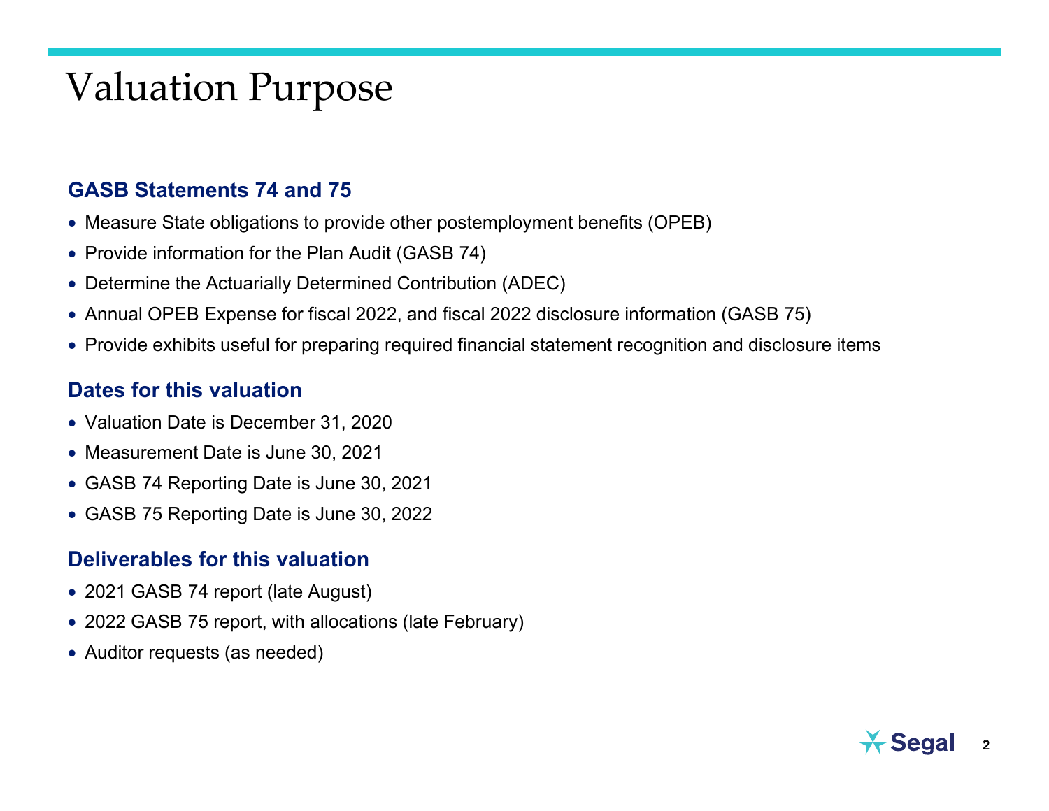# Valuation Purpose

### GASB Statements 74 and 75

- Measure State obligations to provide other postemployment benefits (OPEB)
- Provide information for the Plan Audit (GASB 74)
- Determine the Actuarially Determined Contribution (ADEC)
- Annual OPEB Expense for fiscal 2022, and fiscal 2022 disclosure information (GASB 75)
- Provide exhibits useful for preparing required financial statement recognition and disclosure items

### Dates for this valuation

- Valuation Date is December 31, 2020
- Measurement Date is June 30, 2021
- GASB 74 Reporting Date is June 30, 2021
- GASB 75 Reporting Date is June 30, 2022

### Deliverables for this valuation

- 2021 GASB 74 report (late August)
- 2022 GASB 75 report, with allocations (late February)
- Auditor requests (as needed)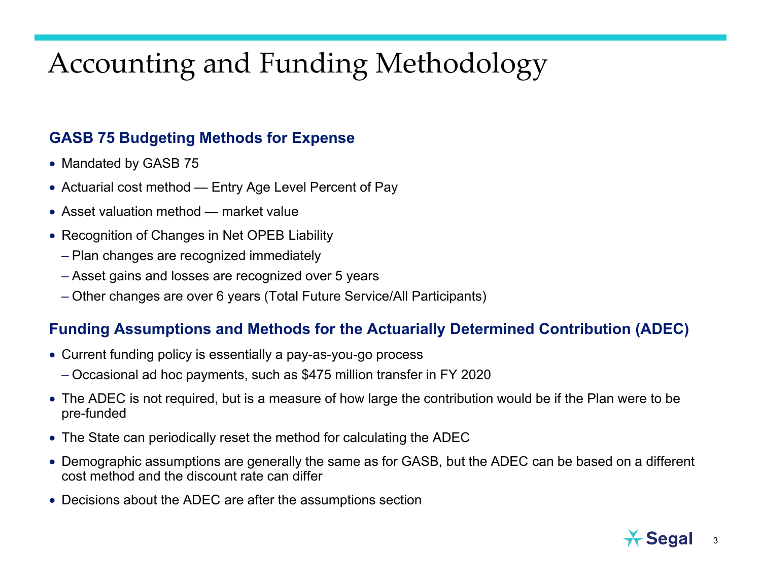# Accounting and Funding Methodology

### GASB 75 Budgeting Methods for Expense

- Mandated by GASB 75
- Actuarial cost method — Entry Age Level Percent of Pay
- Asset valuation method — market value
- Recognition of Changes in Net OPEB Liability
  - Plan changes are recognized immediately
  - Asset gains and losses are recognized over 5 years
  - Other changes are over 6 years (Total Future Service/All Participants)

### Funding Assumptions and Methods for the Actuarially Determined Contribution (ADEC)

- Current funding policy is essentially a pay-as-you-go process
  - Occasional ad hoc payments, such as $475 million transfer in FY 2020
- The ADEC is not required, but is a measure of how large the contribution would be if the Plan were to be pre-funded
- The State can periodically reset the method for calculating the ADEC
- Demographic assumptions are generally the same as for GASB, but the ADEC can be based on a different cost method and the discount rate can differ
- Decisions about the ADEC are after the assumptions section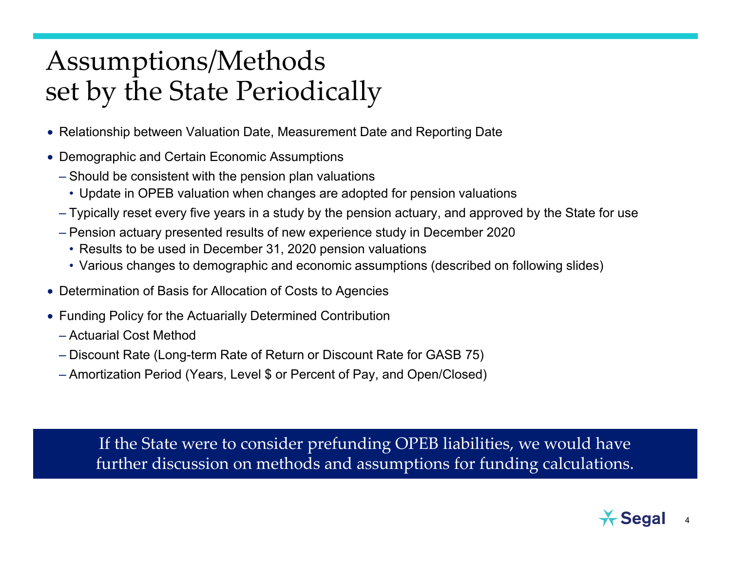# Assumptions/Methods set by the State Periodically

- Relationship between Valuation Date, Measurement Date and Reporting Date
- Demographic and Certain Economic Assumptions
  - Should be consistent with the pension plan valuations
    - Update in OPEB valuation when changes are adopted for pension valuations
  - Typically reset every five years in a study by the pension actuary, and approved by the State for use
  - Pension actuary presented results of new experience study in December 2020
    - Results to be used in December 31, 2020 pension valuations
    - Various changes to demographic and economic assumptions (described on following slides)
- Determination of Basis for Allocation of Costs to Agencies
- Funding Policy for the Actuarially Determined Contribution
  - Actuarial Cost Method
  - Discount Rate (Long-term Rate of Return or Discount Rate for GASB 75)
  - Amortization Period (Years, Level $ or Percent of Pay, and Open/Closed)

If the State were to consider prefunding OPEB liabilities, we would have further discussion on methods and assumptions for funding calculations.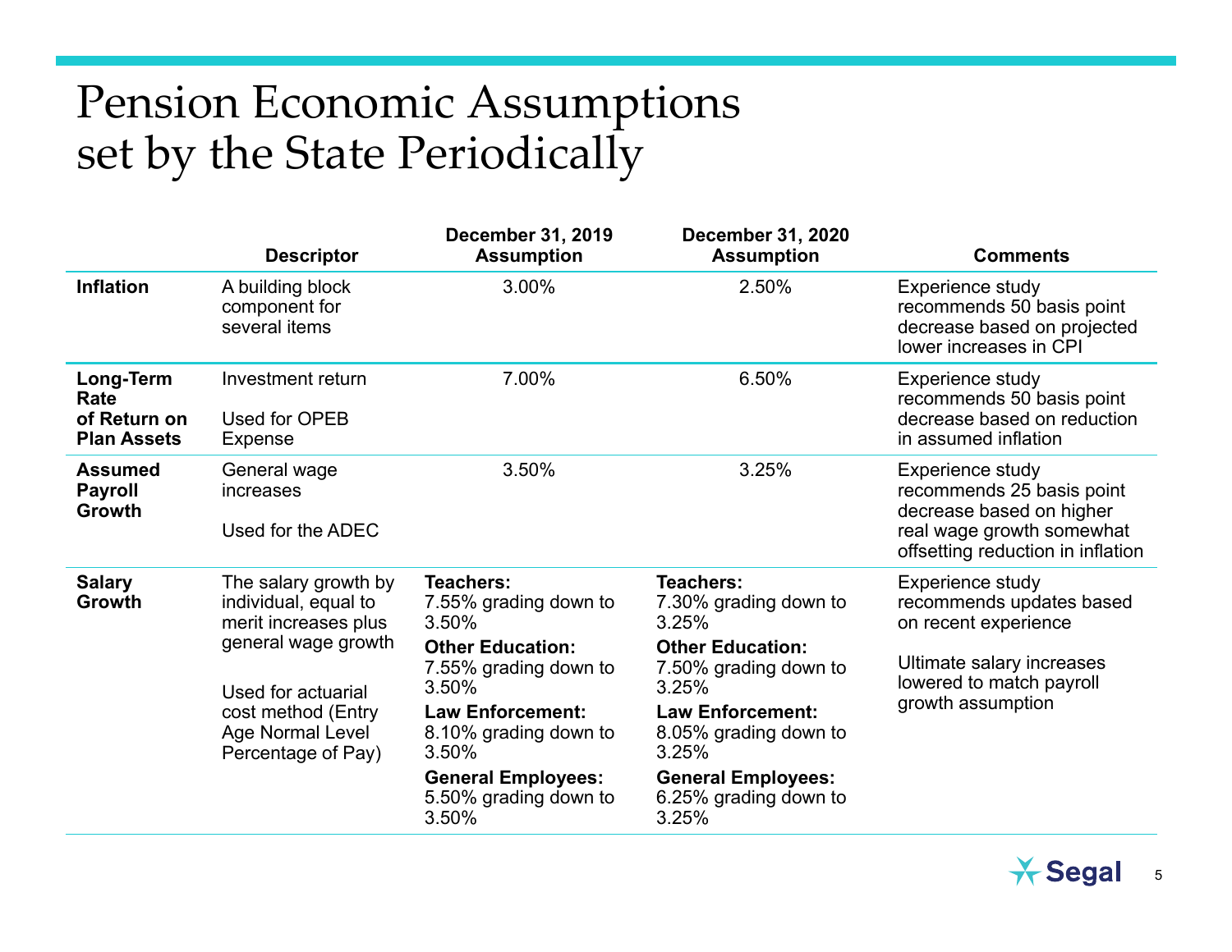# Pension Economic Assumptions set by the State Periodically

| | Descriptor | December 31, 2019 Assumption | December 31, 2020 Assumption | Comments |
|---|---|---|---|---|
| **Inflation** | A building block component for several items | 3.00% | 2.50% | Experience study recommends 50 basis point decrease based on projected lower increases in CPI |
| **Long-Term Rate of Return on Plan Assets** | Investment return<br><br>Used for OPEB Expense | 7.00% | 6.50% | Experience study recommends 50 basis point decrease based on reduction in assumed inflation |
| **Assumed Payroll Growth** | General wage increases<br><br>Used for the ADEC | 3.50% | 3.25% | Experience study recommends 25 basis point decrease based on higher real wage growth somewhat offsetting reduction in inflation |
| **Salary Growth** | The salary growth by individual, equal to merit increases plus general wage growth<br><br>Used for actuarial cost method (Entry Age Normal Level Percentage of Pay) | **Teachers:** 7.55% grading down to 3.50%<br>**Other Education:** 7.55% grading down to 3.50%<br>**Law Enforcement:** 8.10% grading down to 3.50%<br>**General Employees:** 5.50% grading down to 3.50% | **Teachers:** 7.30% grading down to 3.25%<br>**Other Education:** 7.50% grading down to 3.25%<br>**Law Enforcement:** 8.05% grading down to 3.25%<br>**General Employees:** 6.25% grading down to 3.25% | Experience study recommends updates based on recent experience<br><br>Ultimate salary increases lowered to match payroll growth assumption |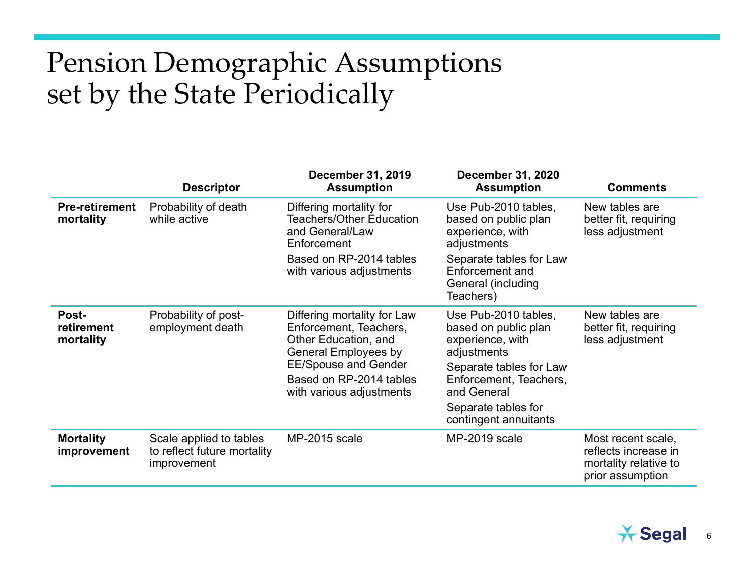# Pension Demographic Assumptions set by the State Periodically

| | Descriptor | December 31, 2019 Assumption | December 31, 2020 Assumption | Comments |
|---|---|---|---|---|
| **Pre-retirement mortality** | Probability of death while active | Differing mortality for Teachers/Other Education and General/Law Enforcement<br><br>Based on RP-2014 tables with various adjustments | Use Pub-2010 tables, based on public plan experience, with adjustments<br><br>Separate tables for Law Enforcement and General (including Teachers) | New tables are better fit, requiring less adjustment |
| **Post-retirement mortality** | Probability of post-employment death | Differing mortality for Law Enforcement, Teachers, Other Education, and General Employees by EE/Spouse and Gender<br><br>Based on RP-2014 tables with various adjustments | Use Pub-2010 tables, based on public plan experience, with adjustments<br><br>Separate tables for Law Enforcement, Teachers, and General<br><br>Separate tables for contingent annuitants | New tables are better fit, requiring less adjustment |
| **Mortality improvement** | Scale applied to tables to reflect future mortality improvement | MP-2015 scale | MP-2019 scale | Most recent scale, reflects increase in mortality relative to prior assumption |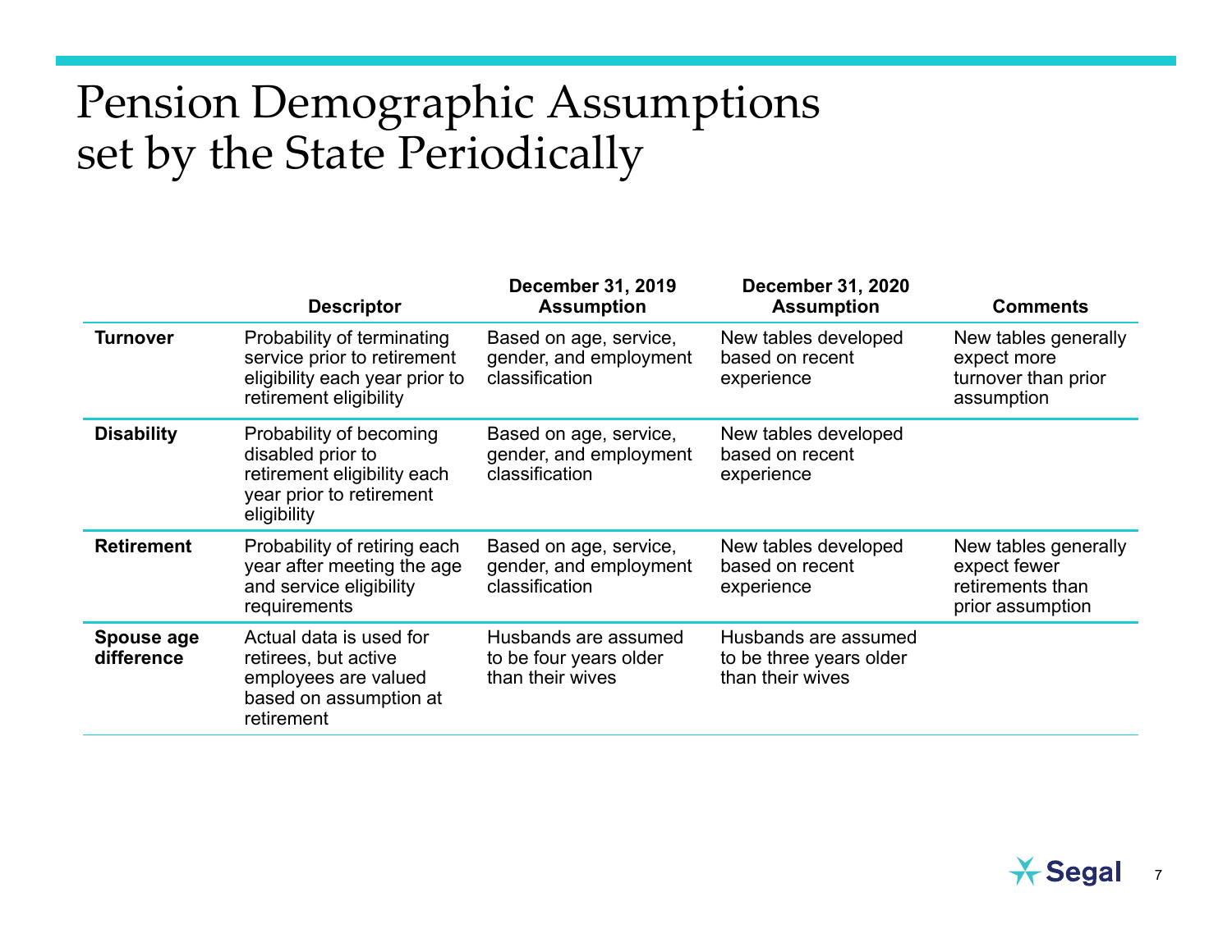# Pension Demographic Assumptions set by the State Periodically

| | Descriptor | December 31, 2019 Assumption | December 31, 2020 Assumption | Comments |
|---|---|---|---|---|
| **Turnover** | Probability of terminating service prior to retirement eligibility each year prior to retirement eligibility | Based on age, service, gender, and employment classification | New tables developed based on recent experience | New tables generally expect more turnover than prior assumption |
| **Disability** | Probability of becoming disabled prior to retirement eligibility each year prior to retirement eligibility | Based on age, service, gender, and employment classification | New tables developed based on recent experience | |
| **Retirement** | Probability of retiring each year after meeting the age and service eligibility requirements | Based on age, service, gender, and employment classification | New tables developed based on recent experience | New tables generally expect fewer retirements than prior assumption |
| **Spouse age difference** | Actual data is used for retirees, but active employees are valued based on assumption at retirement | Husbands are assumed to be four years older than their wives | Husbands are assumed to be three years older than their wives | |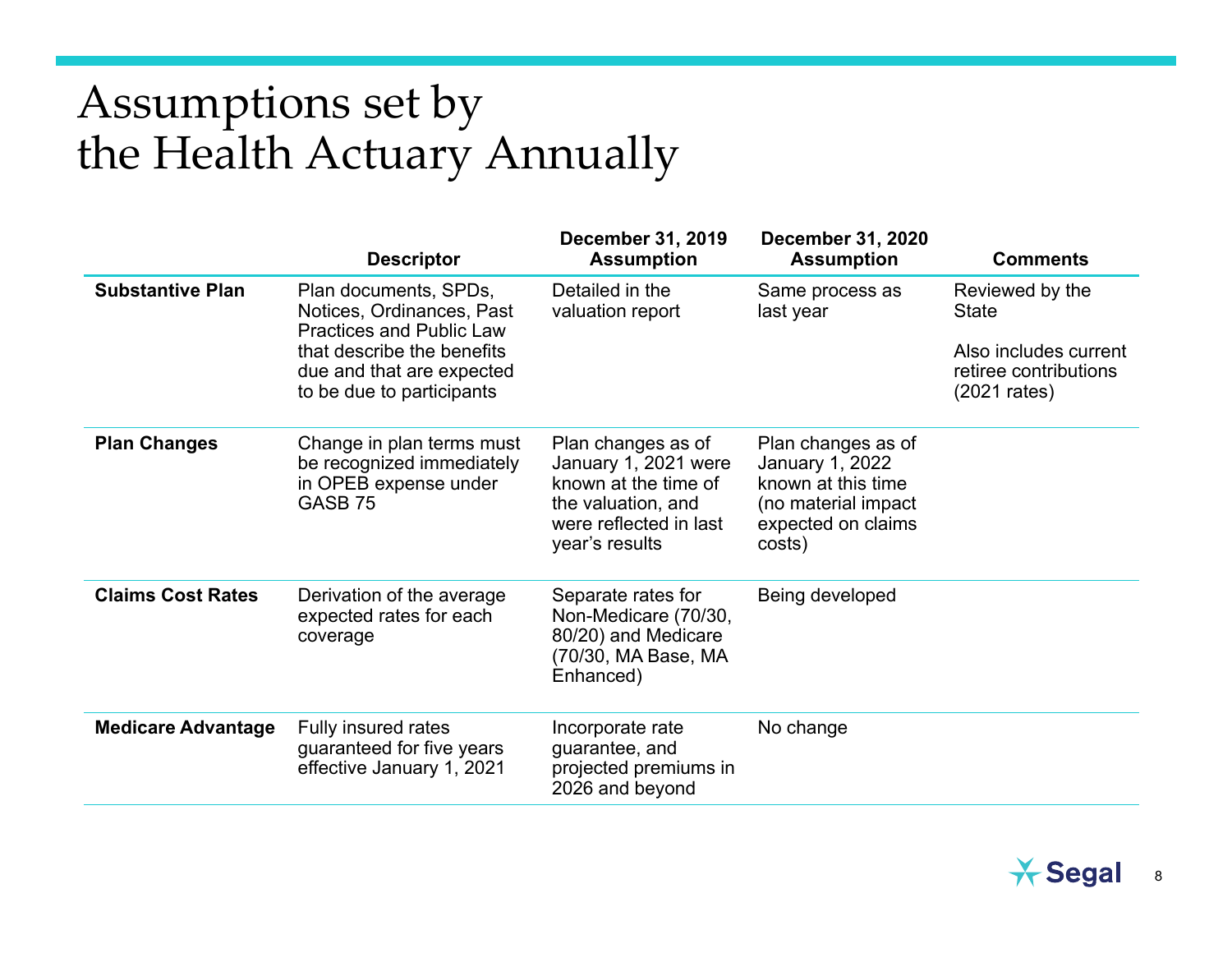# Assumptions set by the Health Actuary Annually

| | Descriptor | December 31, 2019 Assumption | December 31, 2020 Assumption | Comments |
|---|---|---|---|---|
| **Substantive Plan** | Plan documents, SPDs, Notices, Ordinances, Past Practices and Public Law that describe the benefits due and that are expected to be due to participants | Detailed in the valuation report | Same process as last year | Reviewed by the State<br><br>Also includes current retiree contributions (2021 rates) |
| **Plan Changes** | Change in plan terms must be recognized immediately in OPEB expense under GASB 75 | Plan changes as of January 1, 2021 were known at the time of the valuation, and were reflected in last year's results | Plan changes as of January 1, 2022 known at this time (no material impact expected on claims costs) | |
| **Claims Cost Rates** | Derivation of the average expected rates for each coverage | Separate rates for Non-Medicare (70/30, 80/20) and Medicare (70/30, MA Base, MA Enhanced) | Being developed | |
| **Medicare Advantage** | Fully insured rates guaranteed for five years effective January 1, 2021 | Incorporate rate guarantee, and projected premiums in 2026 and beyond | No change | |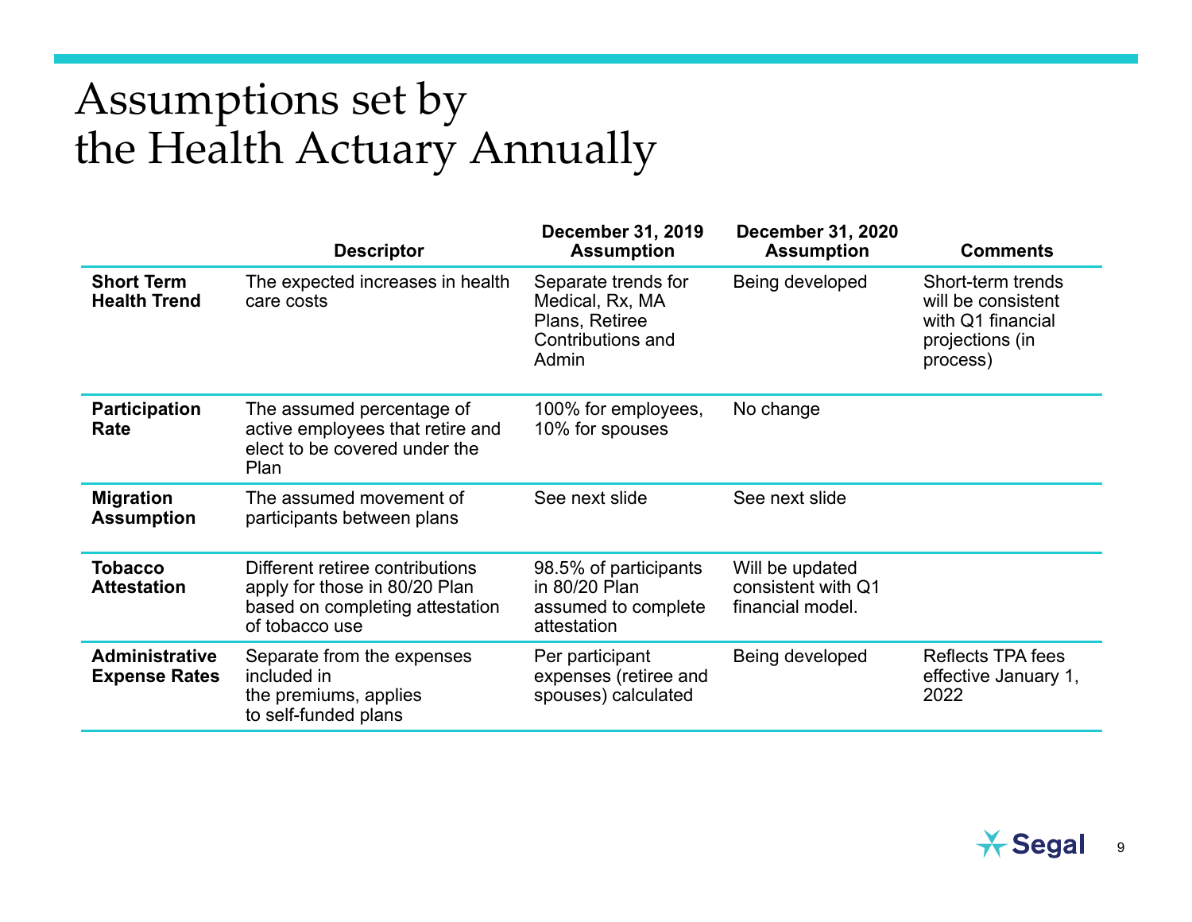# Assumptions set by the Health Actuary Annually

| | Descriptor | December 31, 2019 Assumption | December 31, 2020 Assumption | Comments |
|---|---|---|---|---|
| **Short Term Health Trend** | The expected increases in health care costs | Separate trends for Medical, Rx, MA Plans, Retiree Contributions and Admin | Being developed | Short-term trends will be consistent with Q1 financial projections (in process) |
| **Participation Rate** | The assumed percentage of active employees that retire and elect to be covered under the Plan | 100% for employees, 10% for spouses | No change | |
| **Migration Assumption** | The assumed movement of participants between plans | See next slide | See next slide | |
| **Tobacco Attestation** | Different retiree contributions apply for those in 80/20 Plan based on completing attestation of tobacco use | 98.5% of participants in 80/20 Plan assumed to complete attestation | Will be updated consistent with Q1 financial model. | |
| **Administrative Expense Rates** | Separate from the expenses included in the premiums, applies to self-funded plans | Per participant expenses (retiree and spouses) calculated | Being developed | Reflects TPA fees effective January 1, 2022 |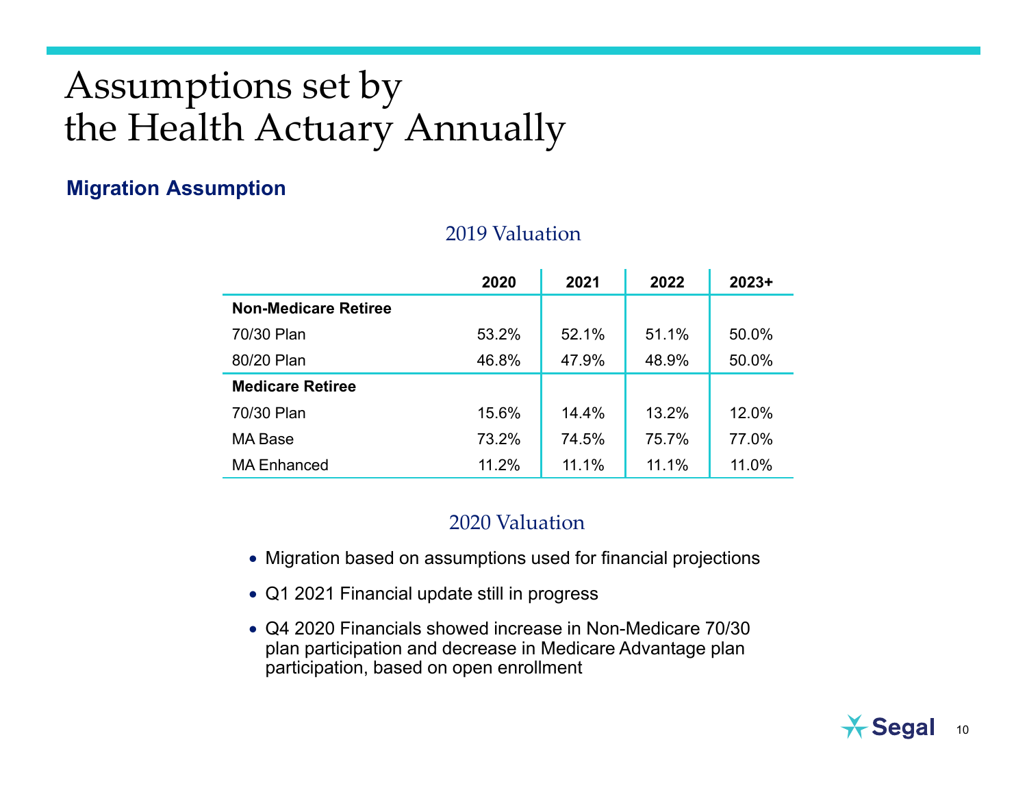# Assumptions set by the Health Actuary Annually

## Migration Assumption

### 2019 Valuation

| | 2020 | 2021 | 2022 | 2023+ |
|---|---|---|---|---|
| **Non-Medicare Retiree** | | | | |
| 70/30 Plan | 53.2% | 52.1% | 51.1% | 50.0% |
| 80/20 Plan | 46.8% | 47.9% | 48.9% | 50.0% |
| **Medicare Retiree** | | | | |
| 70/30 Plan | 15.6% | 14.4% | 13.2% | 12.0% |
| MA Base | 73.2% | 74.5% | 75.7% | 77.0% |
| MA Enhanced | 11.2% | 11.1% | 11.1% | 11.0% |

### 2020 Valuation

- Migration based on assumptions used for financial projections
- Q1 2021 Financial update still in progress
- Q4 2020 Financials showed increase in Non-Medicare 70/30 plan participation and decrease in Medicare Advantage plan participation, based on open enrollment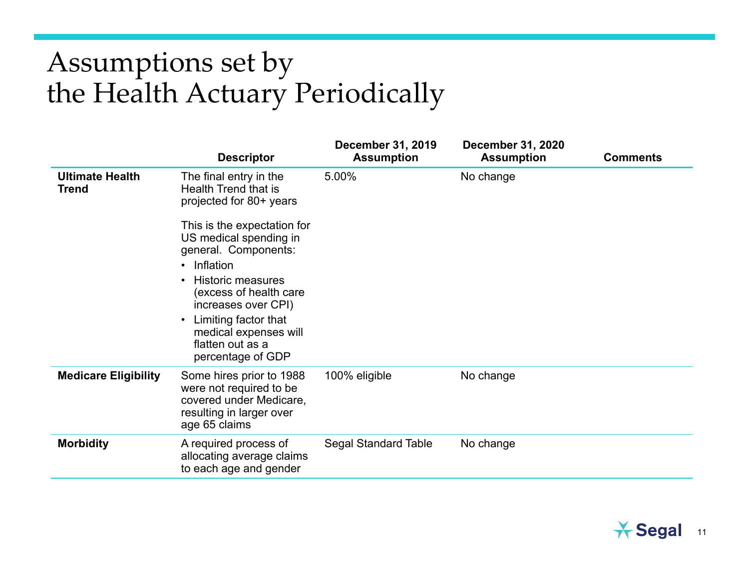# Assumptions set by the Health Actuary Periodically

| | Descriptor | December 31, 2019 Assumption | December 31, 2020 Assumption | Comments |
|---|---|---|---|---|
| **Ultimate Health Trend** | The final entry in the Health Trend that is projected for 80+ years<br><br>This is the expectation for US medical spending in general. Components:<br>• Inflation<br>• Historic measures (excess of health care increases over CPI)<br>• Limiting factor that medical expenses will flatten out as a percentage of GDP | 5.00% | No change | |
| **Medicare Eligibility** | Some hires prior to 1988 were not required to be covered under Medicare, resulting in larger over age 65 claims | 100% eligible | No change | |
| **Morbidity** | A required process of allocating average claims to each age and gender | Segal Standard Table | No change | |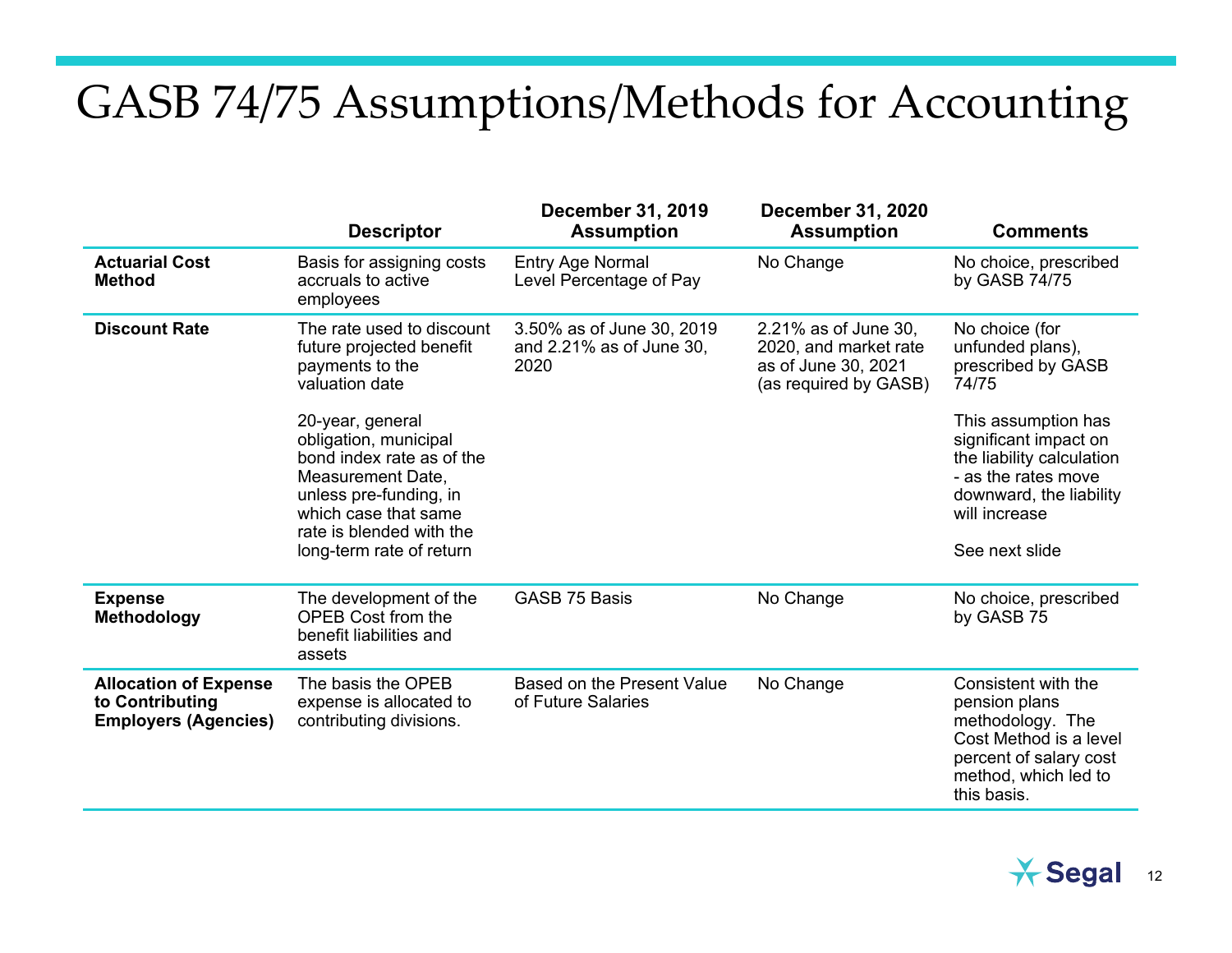# GASB 74/75 Assumptions/Methods for Accounting

| | Descriptor | December 31, 2019 Assumption | December 31, 2020 Assumption | Comments |
|---|---|---|---|---|
| **Actuarial Cost Method** | Basis for assigning costs accruals to active employees | Entry Age Normal<br>Level Percentage of Pay | No Change | No choice, prescribed by GASB 74/75 |
| **Discount Rate** | The rate used to discount future projected benefit payments to the valuation date<br><br>20-year, general obligation, municipal bond index rate as of the Measurement Date, unless pre-funding, in which case that same rate is blended with the long-term rate of return | 3.50% as of June 30, 2019 and 2.21% as of June 30, 2020 | 2.21% as of June 30, 2020, and market rate as of June 30, 2021 (as required by GASB) | No choice (for unfunded plans), prescribed by GASB 74/75<br><br>This assumption has significant impact on the liability calculation - as the rates move downward, the liability will increase<br><br>See next slide |
| **Expense Methodology** | The development of the OPEB Cost from the benefit liabilities and assets | GASB 75 Basis | No Change | No choice, prescribed by GASB 75 |
| **Allocation of Expense to Contributing Employers (Agencies)** | The basis the OPEB expense is allocated to contributing divisions. | Based on the Present Value of Future Salaries | No Change | Consistent with the pension plans methodology. The Cost Method is a level percent of salary cost method, which led to this basis. |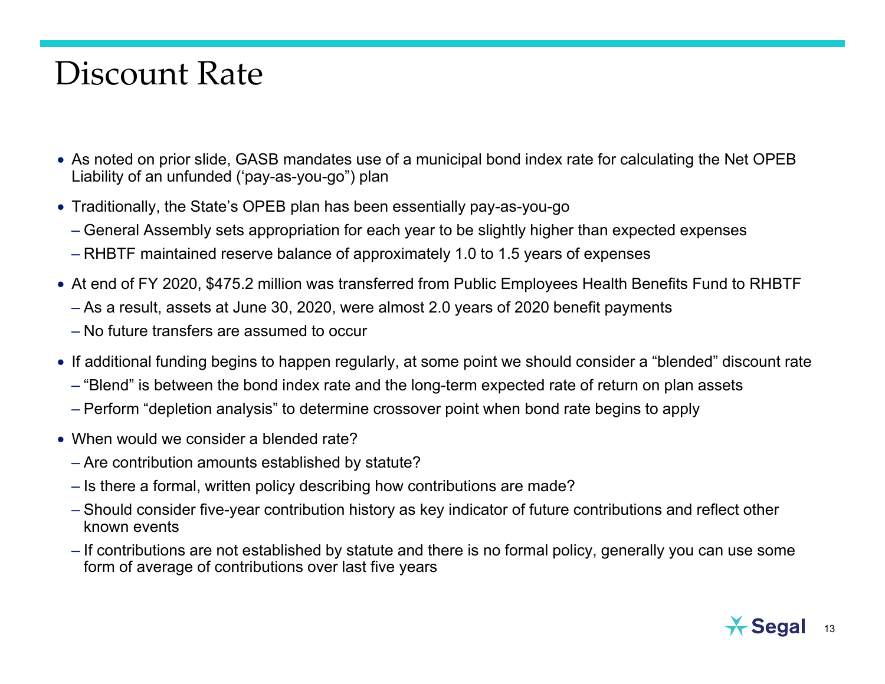# Discount Rate

- As noted on prior slide, GASB mandates use of a municipal bond index rate for calculating the Net OPEB Liability of an unfunded (‘pay-as-you-go”) plan
- Traditionally, the State’s OPEB plan has been essentially pay-as-you-go
  - General Assembly sets appropriation for each year to be slightly higher than expected expenses
  - RHBTF maintained reserve balance of approximately 1.0 to 1.5 years of expenses
- At end of FY 2020, $475.2 million was transferred from Public Employees Health Benefits Fund to RHBTF
  - As a result, assets at June 30, 2020, were almost 2.0 years of 2020 benefit payments
  - No future transfers are assumed to occur
- If additional funding begins to happen regularly, at some point we should consider a “blended” discount rate
  - “Blend” is between the bond index rate and the long-term expected rate of return on plan assets
  - Perform “depletion analysis” to determine crossover point when bond rate begins to apply
- When would we consider a blended rate?
  - Are contribution amounts established by statute?
  - Is there a formal, written policy describing how contributions are made?
  - Should consider five-year contribution history as key indicator of future contributions and reflect other known events
  - If contributions are not established by statute and there is no formal policy, generally you can use some form of average of contributions over last five years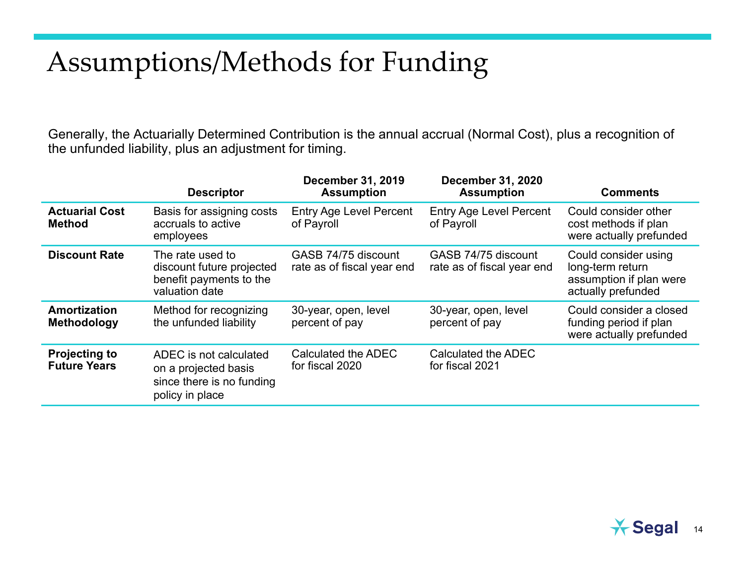# Assumptions/Methods for Funding

Generally, the Actuarially Determined Contribution is the annual accrual (Normal Cost), plus a recognition of the unfunded liability, plus an adjustment for timing.

| | Descriptor | December 31, 2019 Assumption | December 31, 2020 Assumption | Comments |
|---|---|---|---|---|
| **Actuarial Cost Method** | Basis for assigning costs accruals to active employees | Entry Age Level Percent of Payroll | Entry Age Level Percent of Payroll | Could consider other cost methods if plan were actually prefunded |
| **Discount Rate** | The rate used to discount future projected benefit payments to the valuation date | GASB 74/75 discount rate as of fiscal year end | GASB 74/75 discount rate as of fiscal year end | Could consider using long-term return assumption if plan were actually prefunded |
| **Amortization Methodology** | Method for recognizing the unfunded liability | 30-year, open, level percent of pay | 30-year, open, level percent of pay | Could consider a closed funding period if plan were actually prefunded |
| **Projecting to Future Years** | ADEC is not calculated on a projected basis since there is no funding policy in place | Calculated the ADEC for fiscal 2020 | Calculated the ADEC for fiscal 2021 | |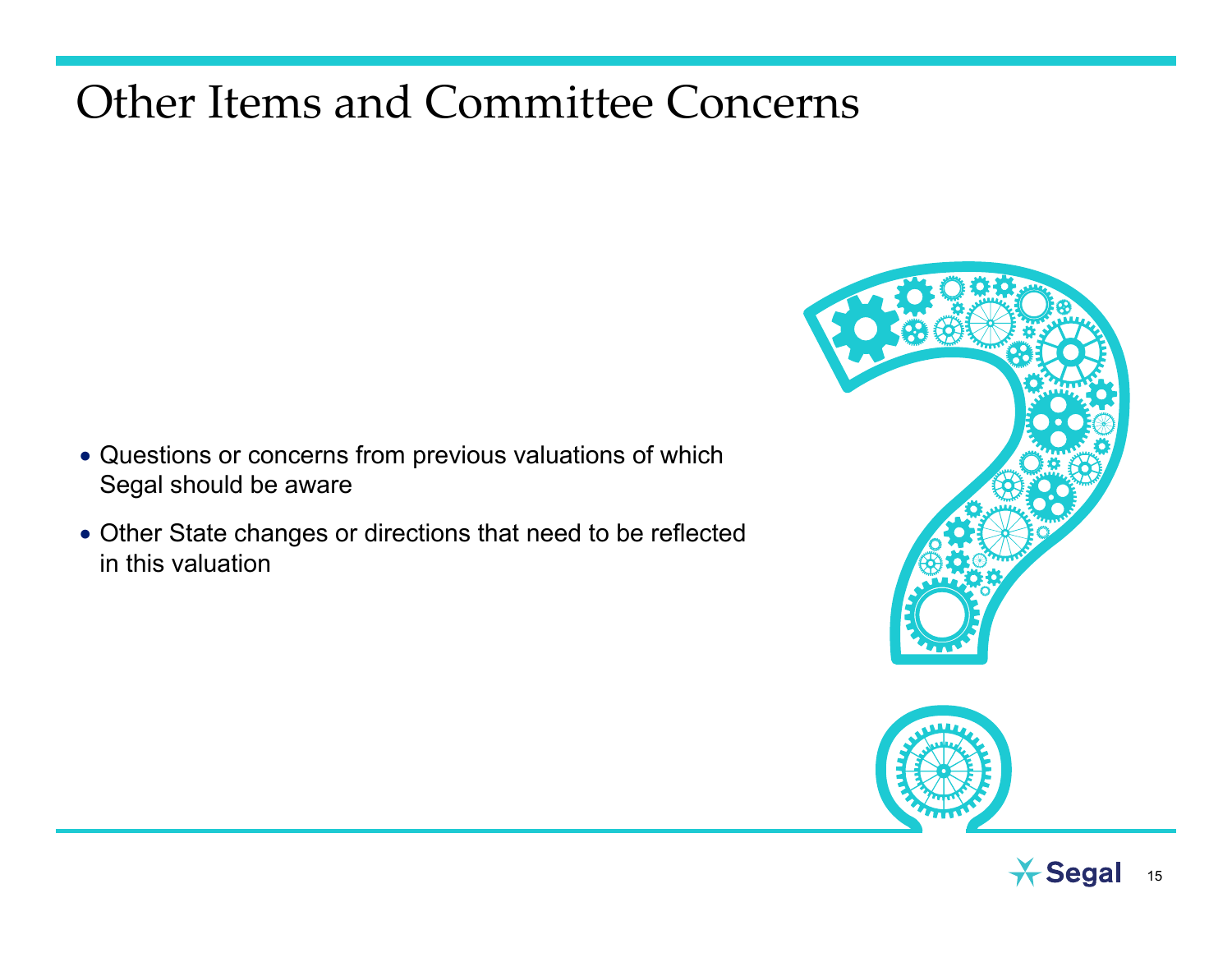# Other Items and Committee Concerns

- Questions or concerns from previous valuations of which Segal should be aware
- Other State changes or directions that need to be reflected in this valuation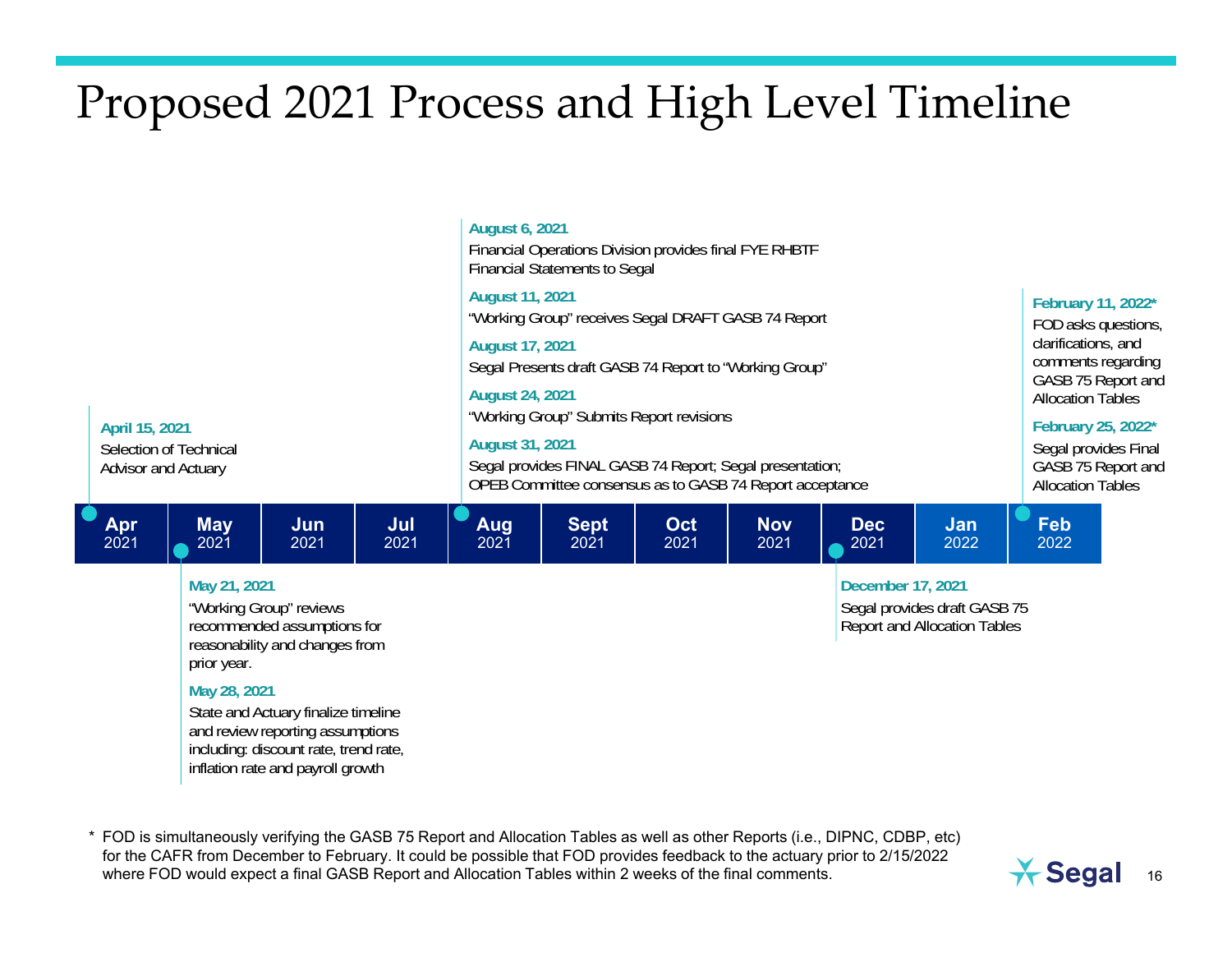# Proposed 2021 Process and High Level Timeline

**April 15, 2021**
Selection of Technical Advisor and Actuary

**May 21, 2021**
"Working Group" reviews recommended assumptions for reasonability and changes from prior year.

**May 28, 2021**
State and Actuary finalize timeline and review reporting assumptions including: discount rate, trend rate, inflation rate and payroll growth

**August 6, 2021**
Financial Operations Division provides final FYE RHBTF Financial Statements to Segal

**August 11, 2021**
"Working Group" receives Segal DRAFT GASB 74 Report

**August 17, 2021**
Segal Presents draft GASB 74 Report to "Working Group"

**August 24, 2021**
"Working Group" Submits Report revisions

**August 31, 2021**
Segal provides FINAL GASB 74 Report; Segal presentation; OPEB Committee consensus as to GASB 74 Report acceptance

**December 17, 2021**
Segal provides draft GASB 75 Report and Allocation Tables

**February 11, 2022***
FOD asks questions, clarifications, and comments regarding GASB 75 Report and Allocation Tables

**February 25, 2022***
Segal provides Final GASB 75 Report and Allocation Tables

| Apr 2021 | May 2021 | Jun 2021 | Jul 2021 | Aug 2021 | Sept 2021 | Oct 2021 | Nov 2021 | Dec 2021 | Jan 2022 | Feb 2022 |
|---|---|---|---|---|---|---|---|---|---|---|

\* FOD is simultaneously verifying the GASB 75 Report and Allocation Tables as well as other Reports (i.e., DIPNC, CDBP, etc) for the CAFR from December to February. It could be possible that FOD provides feedback to the actuary prior to 2/15/2022 where FOD would expect a final GASB Report and Allocation Tables within 2 weeks of the final comments.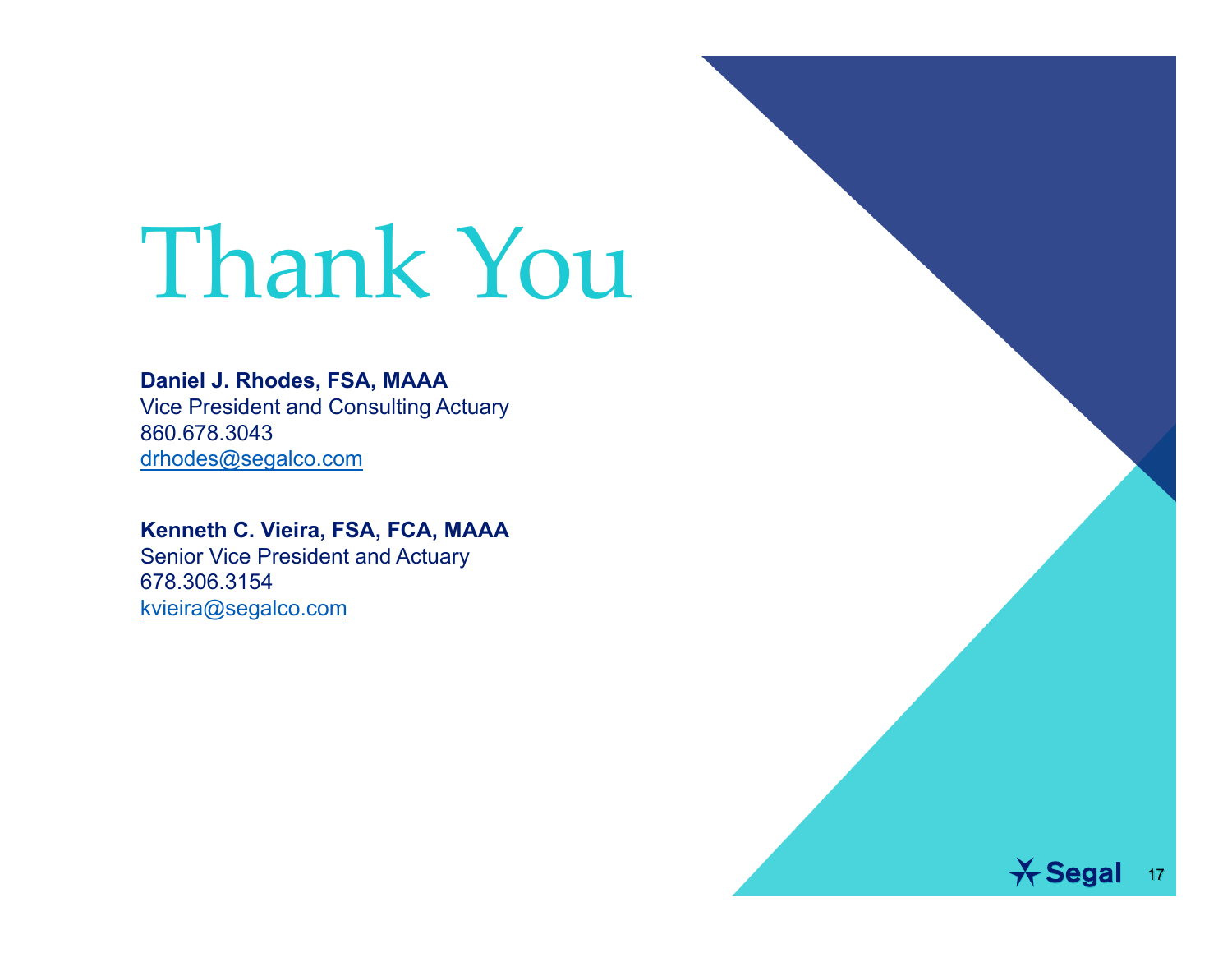# Thank You

**Daniel J. Rhodes, FSA, MAAA**
Vice President and Consulting Actuary
860.678.3043
drhodes@segalco.com

**Kenneth C. Vieira, FSA, FCA, MAAA**
Senior Vice President and Actuary
678.306.3154
kvieira@segalco.com

Segal